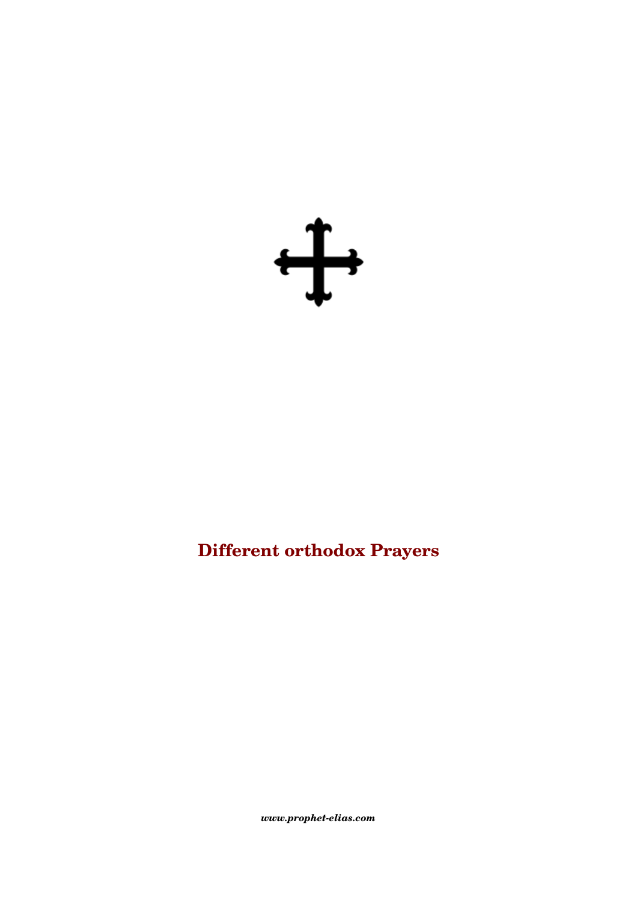# Different orthodox Prayers

*www.prophet-elias.com*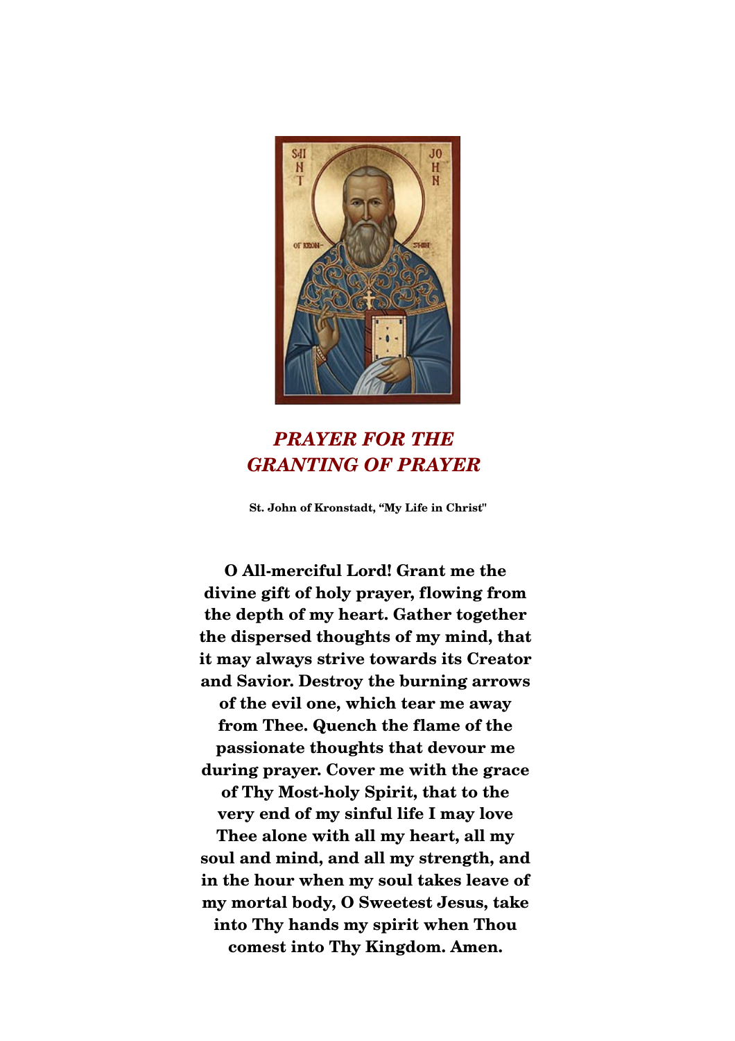## *PRAYER FOR THE GRANTING OF PRAYER*

**St. John of Kronstadt, "My Life in Christ"**

**O All-merciful Lord! Grant me the divine gift of holy prayer, flowing from the depth of my heart. Gather together the dispersed thoughts of my mind, that it may always strive towards its Creator and Savior. Destroy the burning arrows of the evil one, which tear me away from Thee. Quench the flame of the passionate thoughts that devour me during prayer. Cover me with the grace of Thy Most-holy Spirit, that to the very end of my sinful life I may love Thee alone with all my heart, all my soul and mind, and all my strength, and in the hour when my soul takes leave of my mortal body, O Sweetest Jesus, take into Thy hands my spirit when Thou comest into Thy Kingdom. Amen.**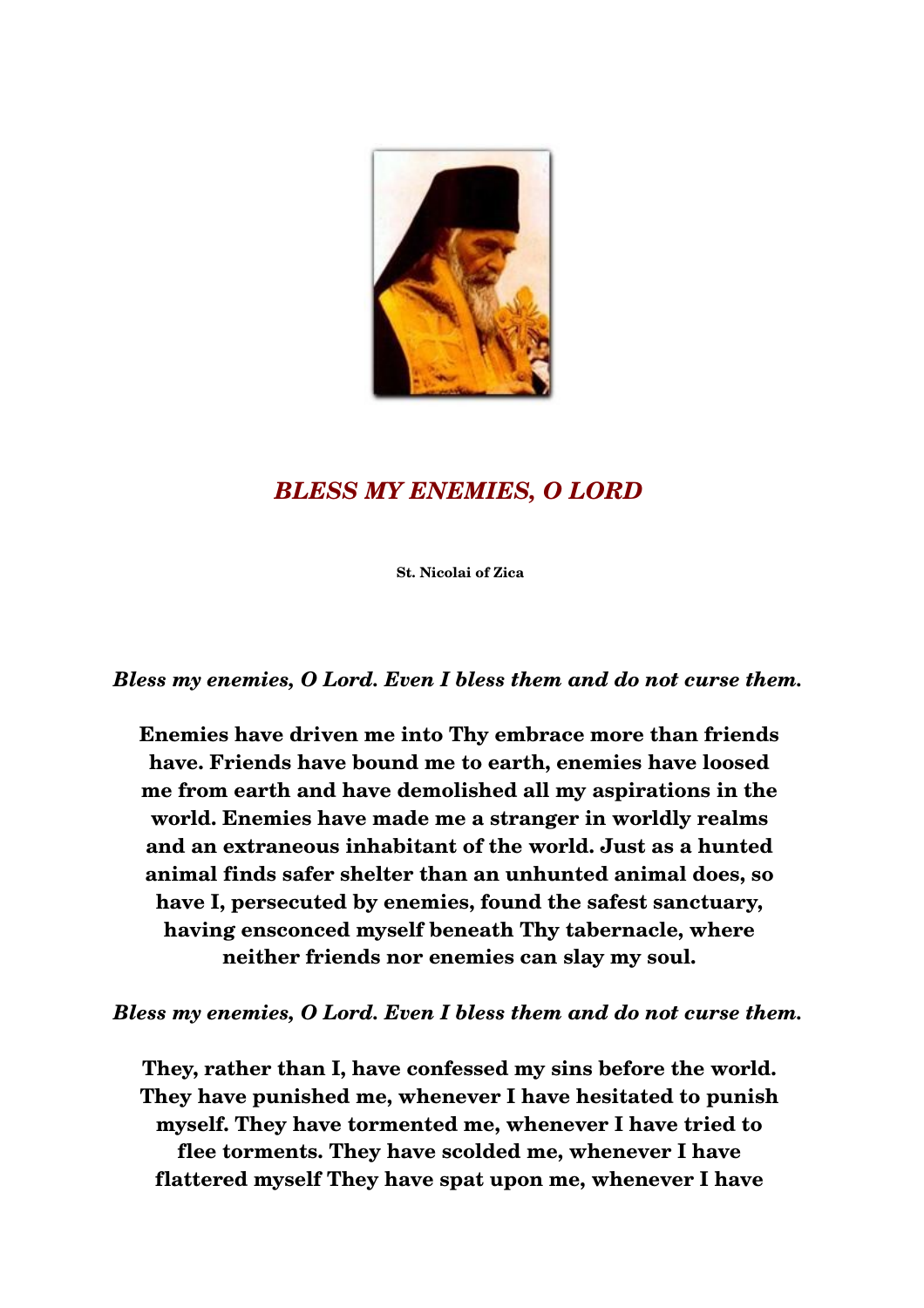# *BLESS MY ENEMIES, O LORD*

**St. Nicolai of Zica**

***Bless my enemies, O Lord. Even I bless them and do not curse them.***

**Enemies have driven me into Thy embrace more than friends have. Friends have bound me to earth, enemies have loosed me from earth and have demolished all my aspirations in the world. Enemies have made me a stranger in worldly realms and an extraneous inhabitant of the world. Just as a hunted animal finds safer shelter than an unhunted animal does, so have I, persecuted by enemies, found the safest sanctuary, having ensconced myself beneath Thy tabernacle, where neither friends nor enemies can slay my soul.**

***Bless my enemies, O Lord. Even I bless them and do not curse them.***

**They, rather than I, have confessed my sins before the world. They have punished me, whenever I have hesitated to punish myself. They have tormented me, whenever I have tried to flee torments. They have scolded me, whenever I have flattered myself They have spat upon me, whenever I have**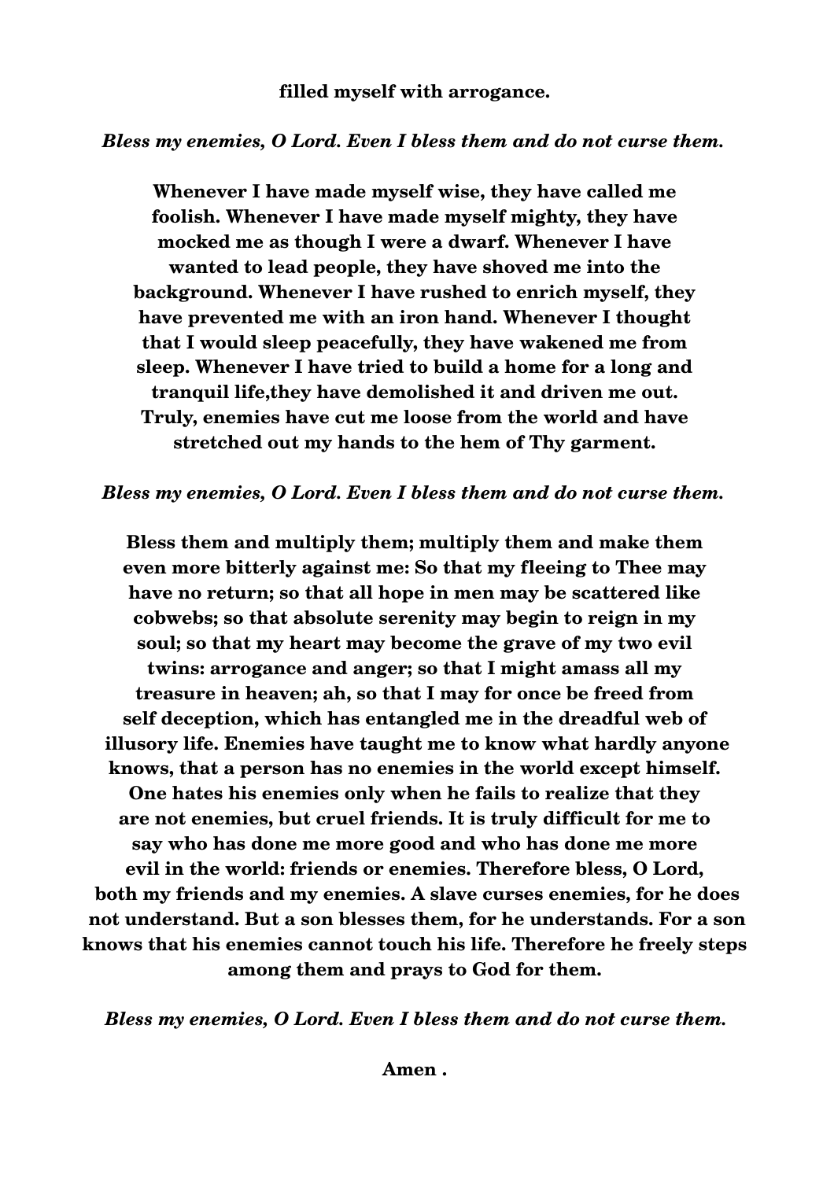**filled myself with arrogance.**

***Bless my enemies, O Lord. Even I bless them and do not curse them.***

**Whenever I have made myself wise, they have called me foolish. Whenever I have made myself mighty, they have mocked me as though I were a dwarf. Whenever I have wanted to lead people, they have shoved me into the background. Whenever I have rushed to enrich myself, they have prevented me with an iron hand. Whenever I thought that I would sleep peacefully, they have wakened me from sleep. Whenever I have tried to build a home for a long and tranquil life,they have demolished it and driven me out. Truly, enemies have cut me loose from the world and have stretched out my hands to the hem of Thy garment.**

***Bless my enemies, O Lord. Even I bless them and do not curse them.***

**Bless them and multiply them; multiply them and make them even more bitterly against me: So that my fleeing to Thee may have no return; so that all hope in men may be scattered like cobwebs; so that absolute serenity may begin to reign in my soul; so that my heart may become the grave of my two evil twins: arrogance and anger; so that I might amass all my treasure in heaven; ah, so that I may for once be freed from self deception, which has entangled me in the dreadful web of illusory life. Enemies have taught me to know what hardly anyone knows, that a person has no enemies in the world except himself. One hates his enemies only when he fails to realize that they are not enemies, but cruel friends. It is truly difficult for me to say who has done me more good and who has done me more evil in the world: friends or enemies. Therefore bless, O Lord, both my friends and my enemies. A slave curses enemies, for he does not understand. But a son blesses them, for he understands. For a son knows that his enemies cannot touch his life. Therefore he freely steps among them and prays to God for them.**

***Bless my enemies, O Lord. Even I bless them and do not curse them.***

**Amen .**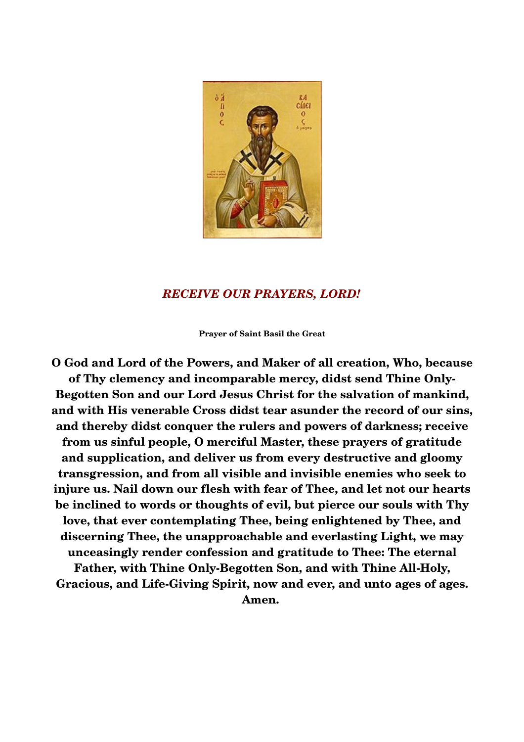## *RECEIVE OUR PRAYERS, LORD!*

**Prayer of Saint Basil the Great**

**O God and Lord of the Powers, and Maker of all creation, Who, because of Thy clemency and incomparable mercy, didst send Thine Only-Begotten Son and our Lord Jesus Christ for the salvation of mankind, and with His venerable Cross didst tear asunder the record of our sins, and thereby didst conquer the rulers and powers of darkness; receive from us sinful people, O merciful Master, these prayers of gratitude and supplication, and deliver us from every destructive and gloomy transgression, and from all visible and invisible enemies who seek to injure us. Nail down our flesh with fear of Thee, and let not our hearts be inclined to words or thoughts of evil, but pierce our souls with Thy love, that ever contemplating Thee, being enlightened by Thee, and discerning Thee, the unapproachable and everlasting Light, we may unceasingly render confession and gratitude to Thee: The eternal Father, with Thine Only-Begotten Son, and with Thine All-Holy, Gracious, and Life-Giving Spirit, now and ever, and unto ages of ages. Amen.**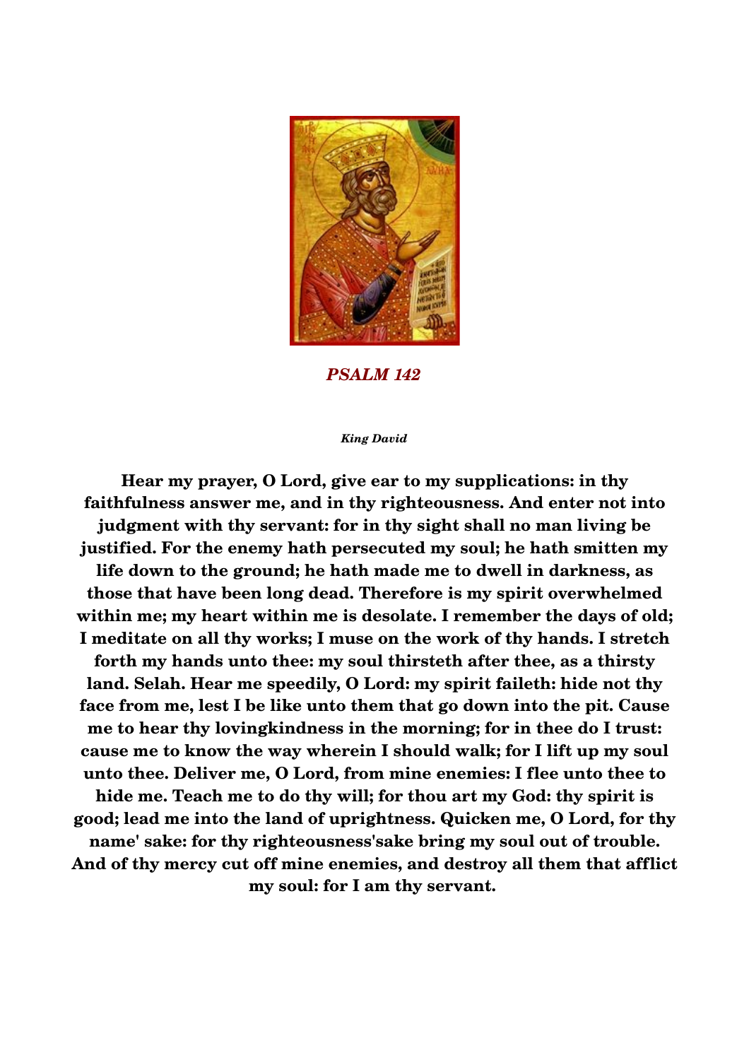***PSALM 142***

***King David***

**Hear my prayer, O Lord, give ear to my supplications: in thy faithfulness answer me, and in thy righteousness. And enter not into judgment with thy servant: for in thy sight shall no man living be justified. For the enemy hath persecuted my soul; he hath smitten my life down to the ground; he hath made me to dwell in darkness, as those that have been long dead. Therefore is my spirit overwhelmed within me; my heart within me is desolate. I remember the days of old; I meditate on all thy works; I muse on the work of thy hands. I stretch forth my hands unto thee: my soul thirsteth after thee, as a thirsty land. Selah. Hear me speedily, O Lord: my spirit faileth: hide not thy face from me, lest I be like unto them that go down into the pit. Cause me to hear thy lovingkindness in the morning; for in thee do I trust: cause me to know the way wherein I should walk; for I lift up my soul unto thee. Deliver me, O Lord, from mine enemies: I flee unto thee to hide me. Teach me to do thy will; for thou art my God: thy spirit is good; lead me into the land of uprightness. Quicken me, O Lord, for thy name' sake: for thy righteousness'sake bring my soul out of trouble. And of thy mercy cut off mine enemies, and destroy all them that afflict my soul: for I am thy servant.**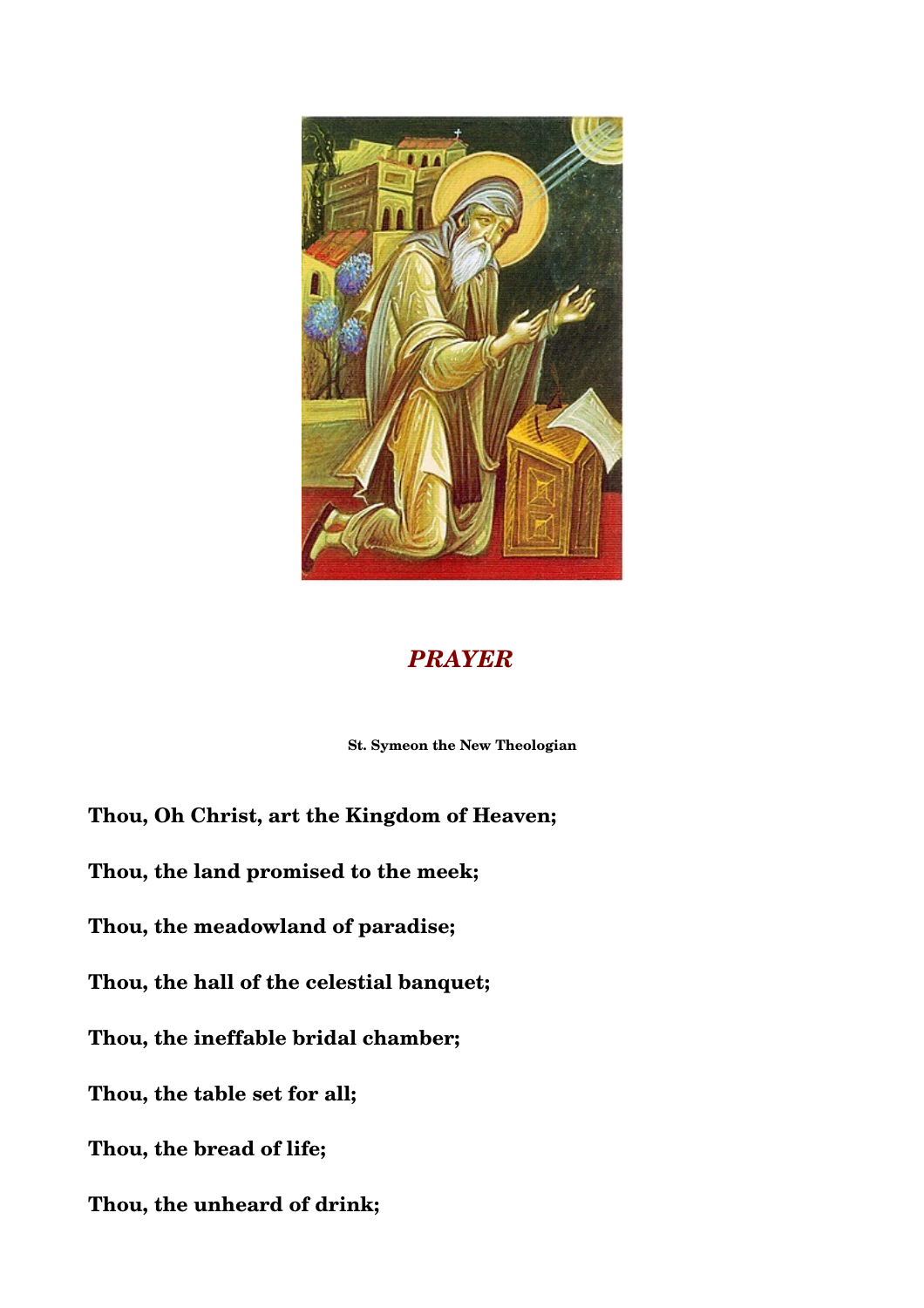## *PRAYER*

**St. Symeon the New Theologian**

**Thou, Oh Christ, art the Kingdom of Heaven;**

**Thou, the land promised to the meek;**

**Thou, the meadowland of paradise;**

**Thou, the hall of the celestial banquet;**

**Thou, the ineffable bridal chamber;**

**Thou, the table set for all;**

**Thou, the bread of life;**

**Thou, the unheard of drink;**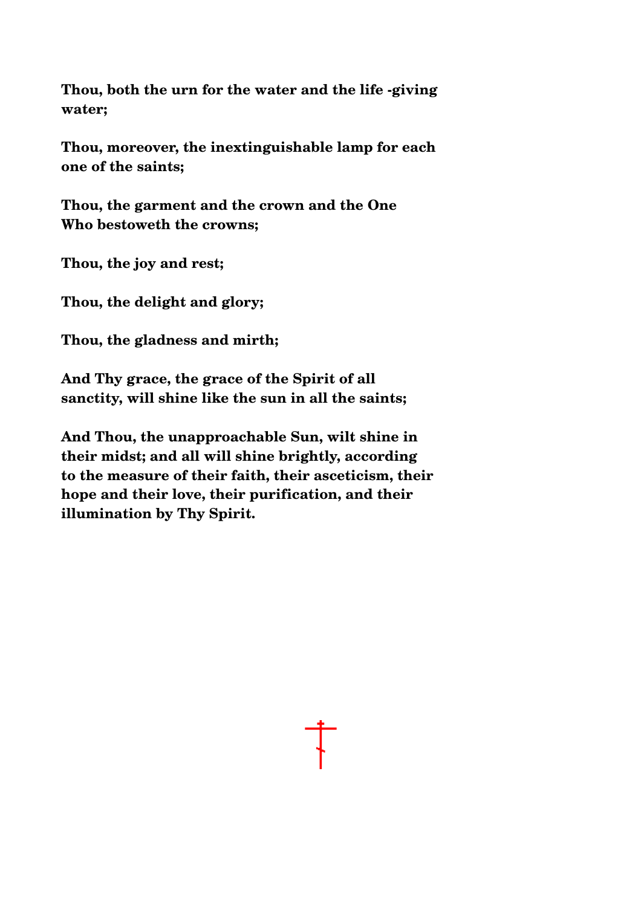**Thou, both the urn for the water and the life -giving water;**

**Thou, moreover, the inextinguishable lamp for each one of the saints;**

**Thou, the garment and the crown and the One Who bestoweth the crowns;**

**Thou, the joy and rest;**

**Thou, the delight and glory;**

**Thou, the gladness and mirth;**

**And Thy grace, the grace of the Spirit of all sanctity, will shine like the sun in all the saints;**

**And Thou, the unapproachable Sun, wilt shine in their midst; and all will shine brightly, according to the measure of their faith, their asceticism, their hope and their love, their purification, and their illumination by Thy Spirit.**

☦